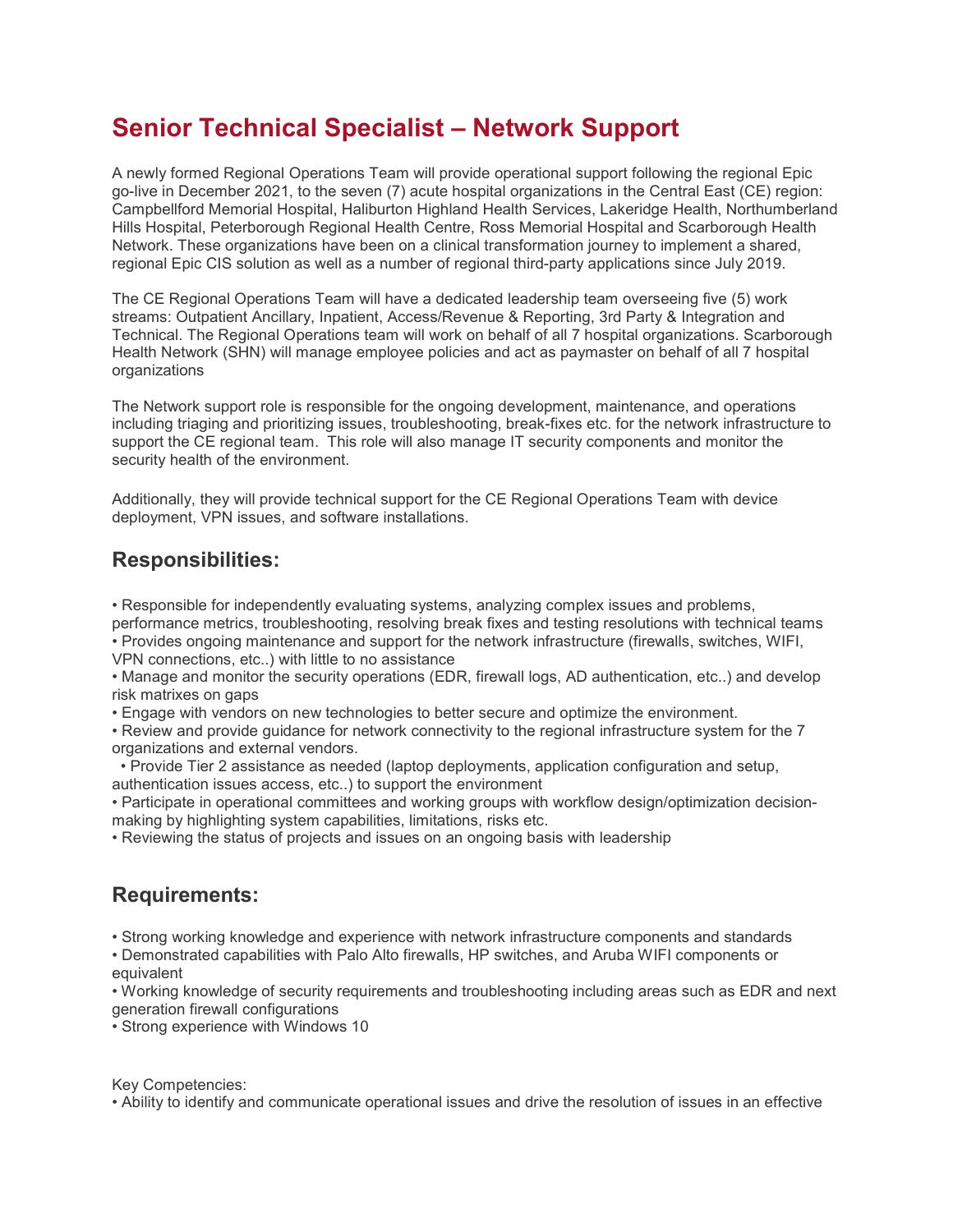# Senior Technical Specialist – Network Support

A newly formed Regional Operations Team will provide operational support following the regional Epic go-live in December 2021, to the seven (7) acute hospital organizations in the Central East (CE) region: Campbellford Memorial Hospital, Haliburton Highland Health Services, Lakeridge Health, Northumberland Hills Hospital, Peterborough Regional Health Centre, Ross Memorial Hospital and Scarborough Health Network. These organizations have been on a clinical transformation journey to implement a shared, regional Epic CIS solution as well as a number of regional third-party applications since July 2019.

The CE Regional Operations Team will have a dedicated leadership team overseeing five (5) work streams: Outpatient Ancillary, Inpatient, Access/Revenue & Reporting, 3rd Party & Integration and Technical. The Regional Operations team will work on behalf of all 7 hospital organizations. Scarborough Health Network (SHN) will manage employee policies and act as paymaster on behalf of all 7 hospital organizations

The Network support role is responsible for the ongoing development, maintenance, and operations including triaging and prioritizing issues, troubleshooting, break-fixes etc. for the network infrastructure to support the CE regional team. This role will also manage IT security components and monitor the security health of the environment.

Additionally, they will provide technical support for the CE Regional Operations Team with device deployment, VPN issues, and software installations.

## Responsibilities:

- Responsible for independently evaluating systems, analyzing complex issues and problems, performance metrics, troubleshooting, resolving break fixes and testing resolutions with technical teams
- Provides ongoing maintenance and support for the network infrastructure (firewalls, switches, WIFI, VPN connections, etc..) with little to no assistance
- Manage and monitor the security operations (EDR, firewall logs, AD authentication, etc..) and develop risk matrixes on gaps
- Engage with vendors on new technologies to better secure and optimize the environment.
- Review and provide guidance for network connectivity to the regional infrastructure system for the 7 organizations and external vendors.
- Provide Tier 2 assistance as needed (laptop deployments, application configuration and setup, authentication issues access, etc..) to support the environment
- Participate in operational committees and working groups with workflow design/optimization decision-making by highlighting system capabilities, limitations, risks etc.
- Reviewing the status of projects and issues on an ongoing basis with leadership

## Requirements:

- Strong working knowledge and experience with network infrastructure components and standards
- Demonstrated capabilities with Palo Alto firewalls, HP switches, and Aruba WIFI components or equivalent
- Working knowledge of security requirements and troubleshooting including areas such as EDR and next generation firewall configurations
- Strong experience with Windows 10

Key Competencies:

- Ability to identify and communicate operational issues and drive the resolution of issues in an effective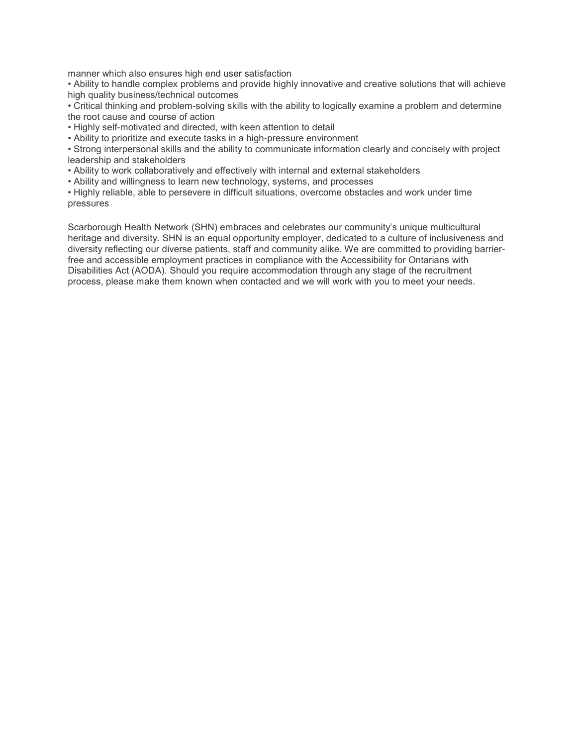manner which also ensures high end user satisfaction

- Ability to handle complex problems and provide highly innovative and creative solutions that will achieve high quality business/technical outcomes
- Critical thinking and problem-solving skills with the ability to logically examine a problem and determine the root cause and course of action
- Highly self-motivated and directed, with keen attention to detail
- Ability to prioritize and execute tasks in a high-pressure environment
- Strong interpersonal skills and the ability to communicate information clearly and concisely with project leadership and stakeholders
- Ability to work collaboratively and effectively with internal and external stakeholders
- Ability and willingness to learn new technology, systems, and processes
- Highly reliable, able to persevere in difficult situations, overcome obstacles and work under time pressures

Scarborough Health Network (SHN) embraces and celebrates our community's unique multicultural heritage and diversity. SHN is an equal opportunity employer, dedicated to a culture of inclusiveness and diversity reflecting our diverse patients, staff and community alike. We are committed to providing barrier-free and accessible employment practices in compliance with the Accessibility for Ontarians with Disabilities Act (AODA). Should you require accommodation through any stage of the recruitment process, please make them known when contacted and we will work with you to meet your needs.